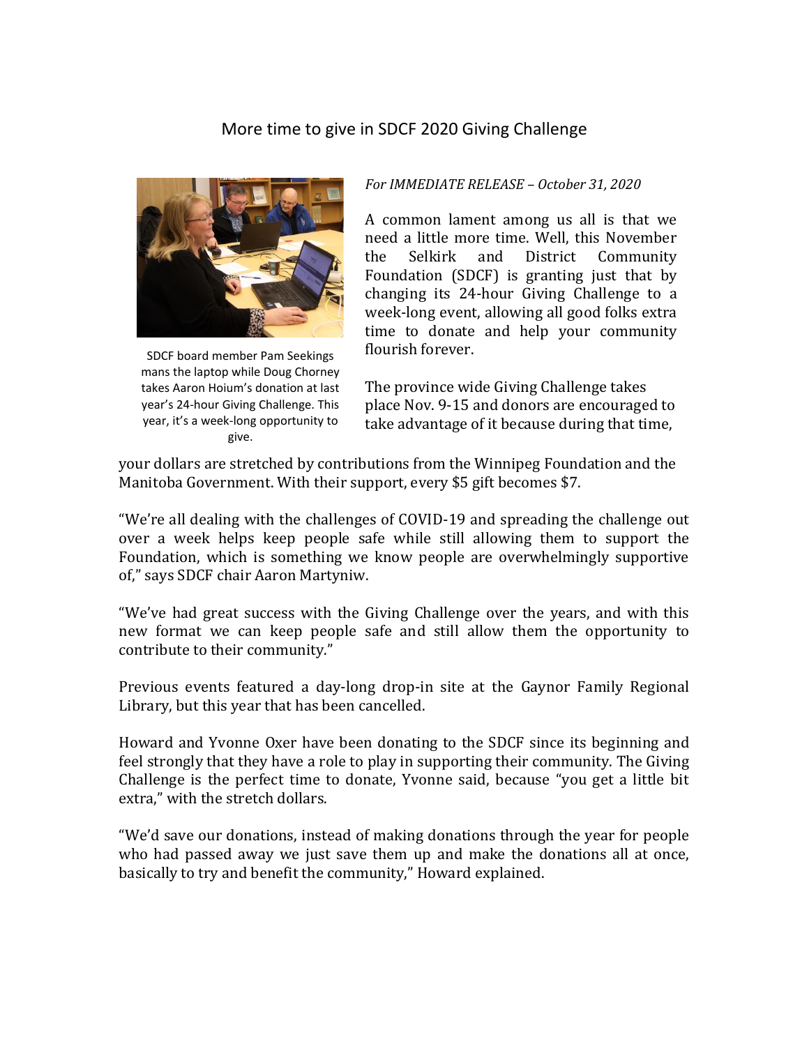# More time to give in SDCF 2020 Giving Challenge

SDCF board member Pam Seekings mans the laptop while Doug Chorney takes Aaron Hoium's donation at last year's 24-hour Giving Challenge. This year, it's a week-long opportunity to give.

*For IMMEDIATE RELEASE – October 31, 2020*

A common lament among us all is that we need a little more time. Well, this November the Selkirk and District Community Foundation (SDCF) is granting just that by changing its 24-hour Giving Challenge to a week-long event, allowing all good folks extra time to donate and help your community flourish forever.

The province wide Giving Challenge takes place Nov. 9-15 and donors are encouraged to take advantage of it because during that time, your dollars are stretched by contributions from the Winnipeg Foundation and the Manitoba Government. With their support, every $5 gift becomes $7.

"We're all dealing with the challenges of COVID-19 and spreading the challenge out over a week helps keep people safe while still allowing them to support the Foundation, which is something we know people are overwhelmingly supportive of," says SDCF chair Aaron Martyniw.

"We've had great success with the Giving Challenge over the years, and with this new format we can keep people safe and still allow them the opportunity to contribute to their community."

Previous events featured a day-long drop-in site at the Gaynor Family Regional Library, but this year that has been cancelled.

Howard and Yvonne Oxer have been donating to the SDCF since its beginning and feel strongly that they have a role to play in supporting their community. The Giving Challenge is the perfect time to donate, Yvonne said, because "you get a little bit extra," with the stretch dollars.

"We'd save our donations, instead of making donations through the year for people who had passed away we just save them up and make the donations all at once, basically to try and benefit the community," Howard explained.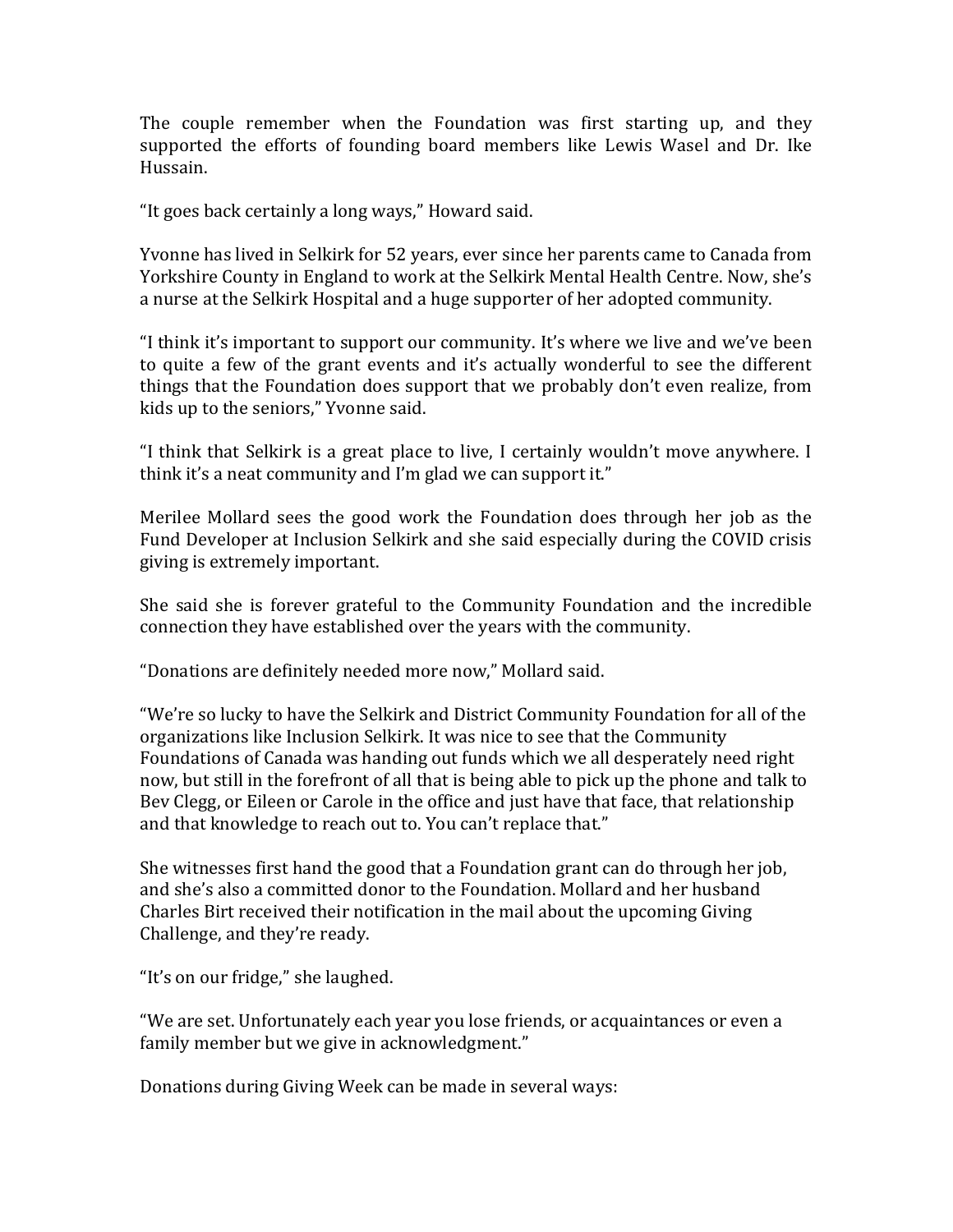The couple remember when the Foundation was first starting up, and they supported the efforts of founding board members like Lewis Wasel and Dr. Ike Hussain.

“It goes back certainly a long ways,” Howard said.

Yvonne has lived in Selkirk for 52 years, ever since her parents came to Canada from Yorkshire County in England to work at the Selkirk Mental Health Centre. Now, she’s a nurse at the Selkirk Hospital and a huge supporter of her adopted community.

“I think it’s important to support our community. It’s where we live and we’ve been to quite a few of the grant events and it’s actually wonderful to see the different things that the Foundation does support that we probably don’t even realize, from kids up to the seniors,” Yvonne said.

“I think that Selkirk is a great place to live, I certainly wouldn’t move anywhere. I think it’s a neat community and I’m glad we can support it.”

Merilee Mollard sees the good work the Foundation does through her job as the Fund Developer at Inclusion Selkirk and she said especially during the COVID crisis giving is extremely important.

She said she is forever grateful to the Community Foundation and the incredible connection they have established over the years with the community.

“Donations are definitely needed more now,” Mollard said.

“We’re so lucky to have the Selkirk and District Community Foundation for all of the organizations like Inclusion Selkirk. It was nice to see that the Community Foundations of Canada was handing out funds which we all desperately need right now, but still in the forefront of all that is being able to pick up the phone and talk to Bev Clegg, or Eileen or Carole in the office and just have that face, that relationship and that knowledge to reach out to. You can’t replace that.”

She witnesses first hand the good that a Foundation grant can do through her job, and she’s also a committed donor to the Foundation. Mollard and her husband Charles Birt received their notification in the mail about the upcoming Giving Challenge, and they’re ready.

“It’s on our fridge,” she laughed.

“We are set. Unfortunately each year you lose friends, or acquaintances or even a family member but we give in acknowledgment.”

Donations during Giving Week can be made in several ways: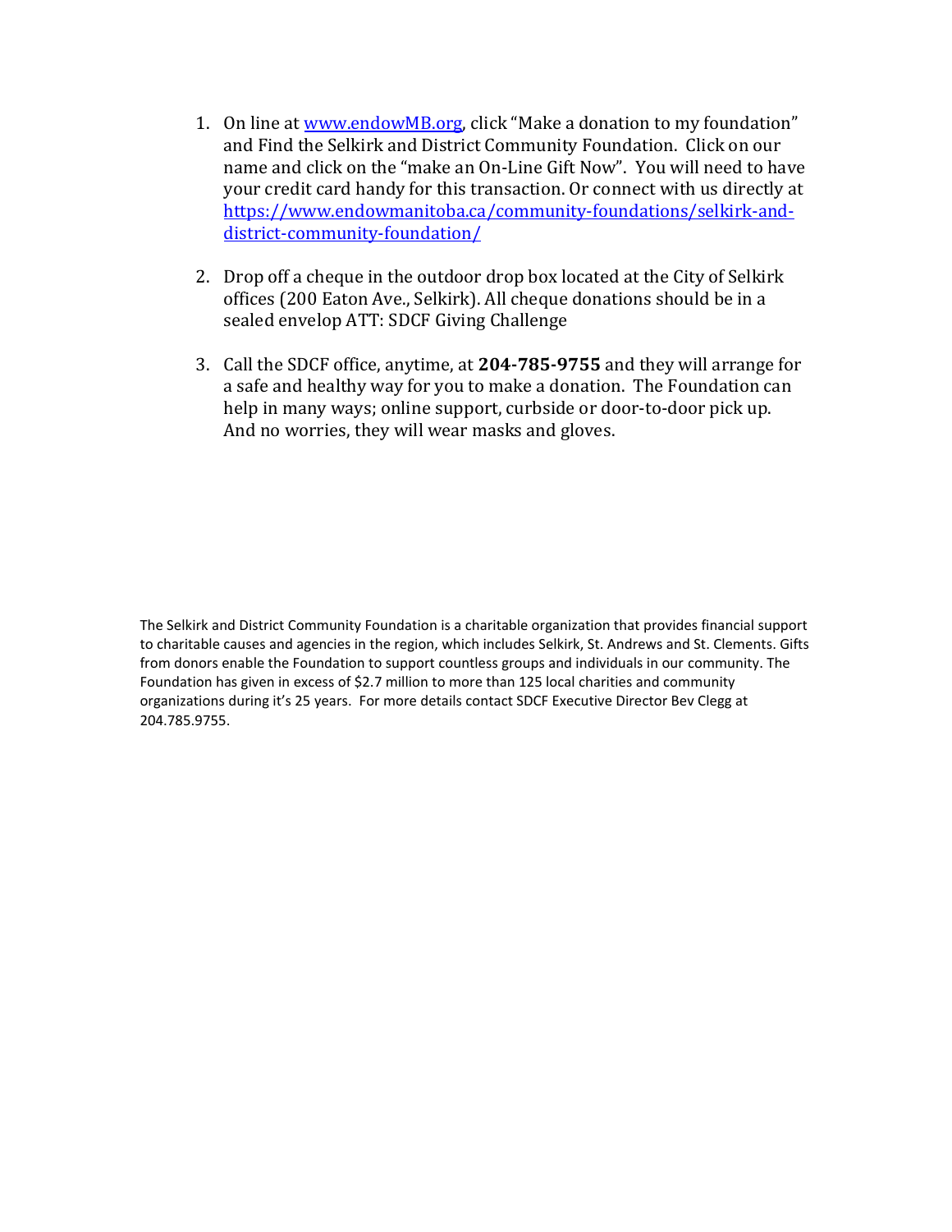1. On line at www.endowMB.org, click "Make a donation to my foundation" and Find the Selkirk and District Community Foundation. Click on our name and click on the "make an On-Line Gift Now". You will need to have your credit card handy for this transaction. Or connect with us directly at https://www.endowmanitoba.ca/community-foundations/selkirk-and-district-community-foundation/

2. Drop off a cheque in the outdoor drop box located at the City of Selkirk offices (200 Eaton Ave., Selkirk). All cheque donations should be in a sealed envelop ATT: SDCF Giving Challenge

3. Call the SDCF office, anytime, at **204-785-9755** and they will arrange for a safe and healthy way for you to make a donation. The Foundation can help in many ways; online support, curbside or door-to-door pick up. And no worries, they will wear masks and gloves.

The Selkirk and District Community Foundation is a charitable organization that provides financial support to charitable causes and agencies in the region, which includes Selkirk, St. Andrews and St. Clements. Gifts from donors enable the Foundation to support countless groups and individuals in our community. The Foundation has given in excess of $2.7 million to more than 125 local charities and community organizations during it's 25 years. For more details contact SDCF Executive Director Bev Clegg at 204.785.9755.